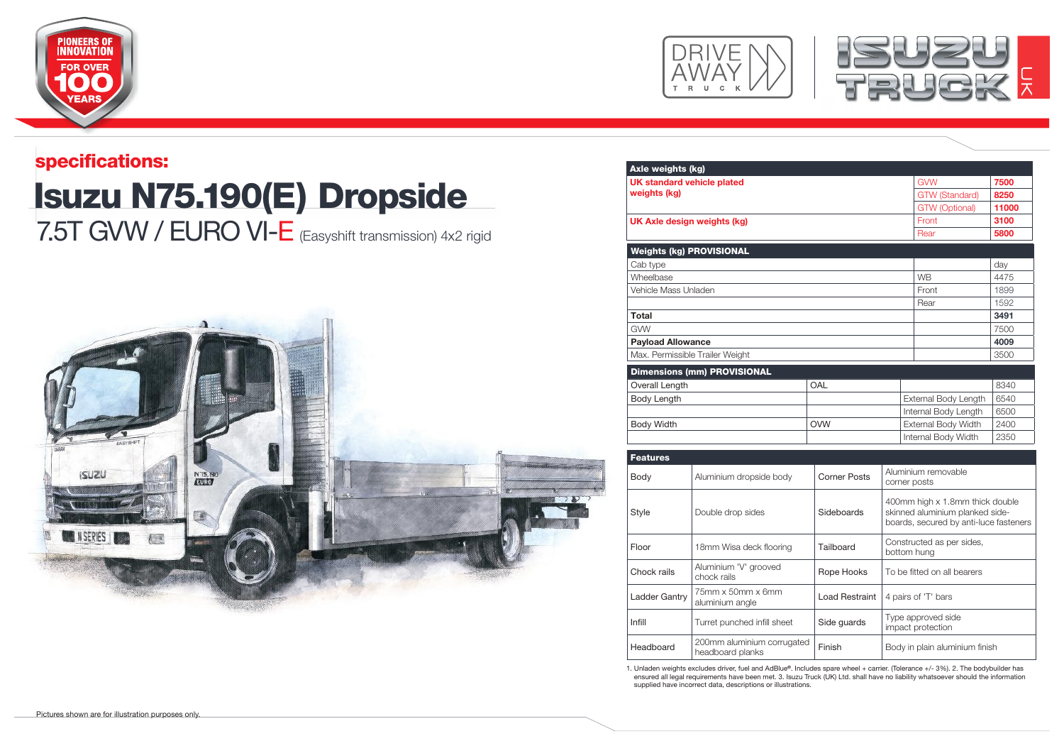## specifications:

# Isuzu N75.190(E) Dropside

7.5T GVW / EURO VI-E (Easyshift transmission) 4x2 rigid

| Axle weights (kg) | | |
|---|---|---|
| UK standard vehicle plated weights (kg) | GVW | 7500 |
| | GTW (Standard) | 8250 |
| | GTW (Optional) | 11000 |
| UK Axle design weights (kg) | Front | 3100 |
| | Rear | 5800 |

| Weights (kg) PROVISIONAL | | |
|---|---|---|
| Cab type | | day |
| Wheelbase | WB | 4475 |
| Vehicle Mass Unladen | Front | 1899 |
| | Rear | 1592 |
| **Total** | | **3491** |
| GVW | | 7500 |
| **Payload Allowance** | | **4009** |
| Max. Permissible Trailer Weight | | 3500 |

| Dimensions (mm) PROVISIONAL | | | |
|---|---|---|---|
| Overall Length | OAL | | 8340 |
| Body Length | | External Body Length | 6540 |
| | | Internal Body Length | 6500 |
| Body Width | OVW | External Body Width | 2400 |
| | | Internal Body Width | 2350 |

| Features | | | |
|---|---|---|---|
| Body | Aluminium dropside body | Corner Posts | Aluminium removable corner posts |
| Style | Double drop sides | Sideboards | 400mm high x 1.8mm thick double skinned aluminium planked side-boards, secured by anti-luce fasteners |
| Floor | 18mm Wisa deck flooring | Tailboard | Constructed as per sides, bottom hung |
| Chock rails | Aluminium 'V' grooved chock rails | Rope Hooks | To be fitted on all bearers |
| Ladder Gantry | 75mm x 50mm x 6mm aluminium angle | Load Restraint | 4 pairs of 'T' bars |
| Infill | Turret punched infill sheet | Side guards | Type approved side impact protection |
| Headboard | 200mm aluminium corrugated headboard planks | Finish | Body in plain aluminium finish |

1. Unladen weights excludes driver, fuel and AdBlue®. Includes spare wheel + carrier. (Tolerance +/- 3%). 2. The bodybuilder has ensured all legal requirements have been met. 3. Isuzu Truck (UK) Ltd. shall have no liability whatsoever should the information supplied have incorrect data, descriptions or illustrations.

Pictures shown are for illustration purposes only.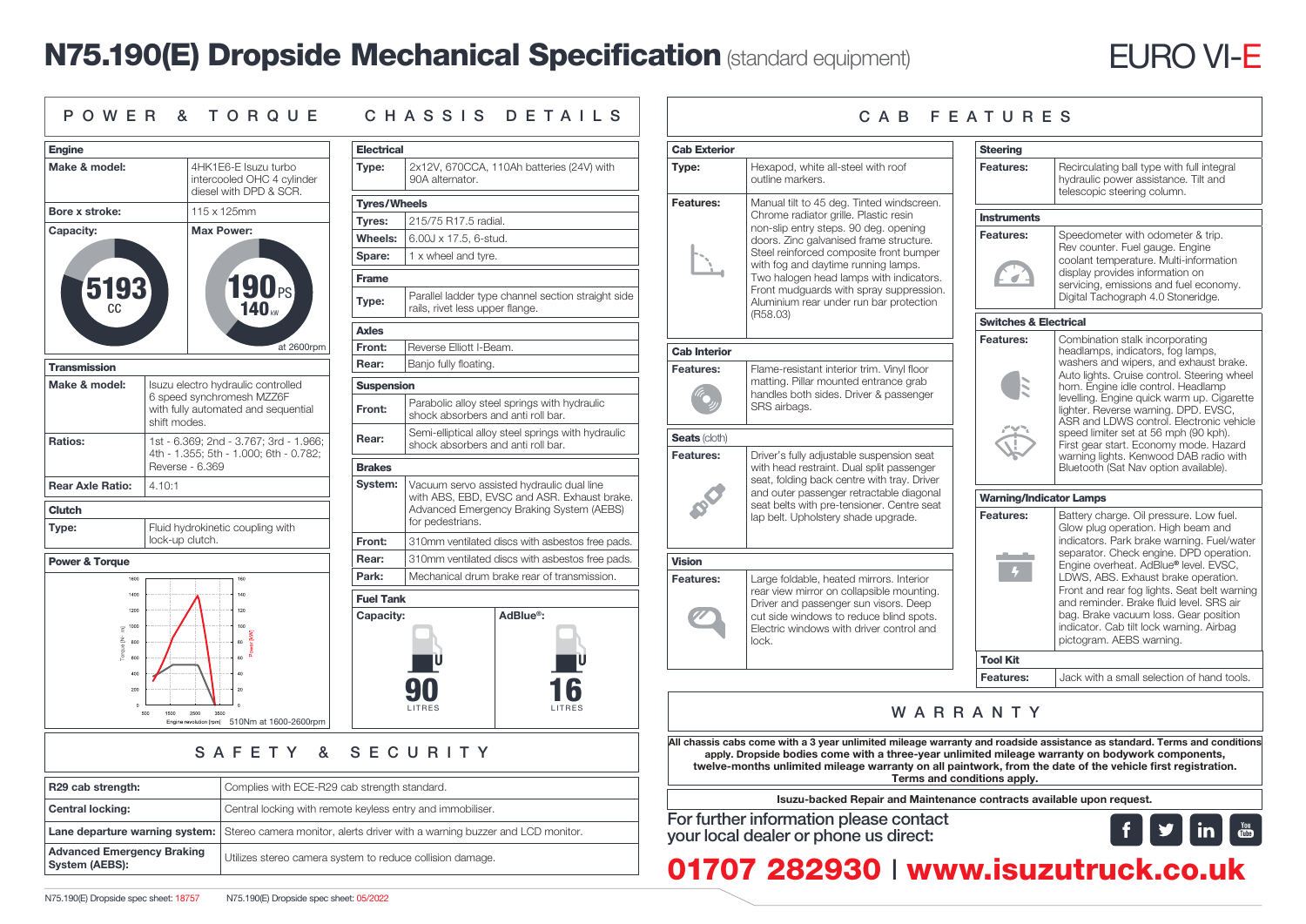# N75.190(E) Dropside Mechanical Specification (standard equipment)

EURO VI-E

## POWER & TORQUE

| Engine | |
|---|---|
| Make & model: | 4HK1E6-E Isuzu turbo intercooled OHC 4 cylinder diesel with DPD & SCR. |
| Bore x stroke: | 115 x 125mm |
| Capacity: | Max Power: |
| 5193 CC | 190 PS 140 kW at 2600rpm |

| Transmission | |
|---|---|
| Make & model: | Isuzu electro hydraulic controlled 6 speed synchromesh MZZ6F with fully automated and sequential shift modes. |
| Ratios: | 1st - 6.369; 2nd - 3.767; 3rd - 1.966; 4th - 1.355; 5th - 1.000; 6th - 0.782; Reverse - 6.369 |
| Rear Axle Ratio: | 4.10:1 |

| Clutch | |
|---|---|
| Type: | Fluid hydrokinetic coupling with lock-up clutch. |

### Power & Torque

1600
1400
1200
1000
800
600
400
200
0
Torque [N · m]
160
140
120
100
80
60
40
20
0
Power [kW]
500 1500 2500 3500
Engine revolution [rpm]
510Nm at 1600-2600rpm

## CHASSIS DETAILS

| Electrical | |
|---|---|
| Type: | 2x12V, 670CCA, 110Ah batteries (24V) with 90A alternator. |

| Tyres/Wheels | |
|---|---|
| Tyres: | 215/75 R17.5 radial. |
| Wheels: | 6.00J x 17.5, 6-stud. |
| Spare: | 1 x wheel and tyre. |

| Frame | |
|---|---|
| Type: | Parallel ladder type channel section straight side rails, rivet less upper flange. |

| Axles | |
|---|---|
| Front: | Reverse Elliott I-Beam. |
| Rear: | Banjo fully floating. |

| Suspension | |
|---|---|
| Front: | Parabolic alloy steel springs with hydraulic shock absorbers and anti roll bar. |
| Rear: | Semi-elliptical alloy steel springs with hydraulic shock absorbers and anti roll bar. |

| Brakes | |
|---|---|
| System: | Vacuum servo assisted hydraulic dual line with ABS, EBD, EVSC and ASR. Exhaust brake. Advanced Emergency Braking System (AEBS) for pedestrians. |
| Front: | 310mm ventilated discs with asbestos free pads. |
| Rear: | 310mm ventilated discs with asbestos free pads. |
| Park: | Mechanical drum brake rear of transmission. |

| Fuel Tank | |
|---|---|
| Capacity: | AdBlue®: |
| 90 LITRES | 16 LITRES |

## SAFETY & SECURITY

| | |
|---|---|
| R29 cab strength: | Complies with ECE-R29 cab strength standard. |
| Central locking: | Central locking with remote keyless entry and immobiliser. |
| Lane departure warning system: | Stereo camera monitor, alerts driver with a warning buzzer and LCD monitor. |
| Advanced Emergency Braking System (AEBS): | Utilizes stereo camera system to reduce collision damage. |

## CAB FEATURES

| Cab Exterior | |
|---|---|
| Type: | Hexapod, white all-steel with roof outline markers. |
| Features: | Manual tilt to 45 deg. Tinted windscreen. Chrome radiator grille. Plastic resin non-slip entry steps. 90 deg. opening doors. Zinc galvanised frame structure. Steel reinforced composite front bumper with fog and daytime running lamps. Two halogen head lamps with indicators. Front mudguards with spray suppression. Aluminium rear under run bar protection (R58.03) |

| Cab Interior | |
|---|---|
| Features: | Flame-resistant interior trim. Vinyl floor matting. Pillar mounted entrance grab handles both sides. Driver & passenger SRS airbags. |

| Seats (cloth) | |
|---|---|
| Features: | Driver's fully adjustable suspension seat with head restraint. Dual split passenger seat, folding back centre with tray. Driver and outer passenger retractable diagonal seat belts with pre-tensioner. Centre seat lap belt. Upholstery shade upgrade. |

| Vision | |
|---|---|
| Features: | Large foldable, heated mirrors. Interior rear view mirror on collapsible mounting. Driver and passenger sun visors. Deep cut side windows to reduce blind spots. Electric windows with driver control and lock. |

| Steering | |
|---|---|
| Features: | Recirculating ball type with full integral hydraulic power assistance. Tilt and telescopic steering column. |

| Instruments | |
|---|---|
| Features: | Speedometer with odometer & trip. Rev counter. Fuel gauge. Engine coolant temperature. Multi-information display provides information on servicing, emissions and fuel economy. Digital Tachograph 4.0 Stoneridge. |

| Switches & Electrical | |
|---|---|
| Features: | Combination stalk incorporating headlamps, indicators, fog lamps, washers and wipers, and exhaust brake. Auto lights. Cruise control. Steering wheel horn. Engine idle control. Headlamp levelling. Engine quick warm up. Cigarette lighter. Reverse warning. DPD. EVSC, ASR and LDWS control. Electronic vehicle speed limiter set at 56 mph (90 kph). First gear start. Economy mode. Hazard warning lights. Kenwood DAB radio with Bluetooth (Sat Nav option available). |

| Warning/Indicator Lamps | |
|---|---|
| Features: | Battery charge. Oil pressure. Low fuel. Glow plug operation. High beam and indicators. Park brake warning. Fuel/water separator. Check engine. DPD operation. Engine overheat. AdBlue® level. EVSC, LDWS, ABS. Exhaust brake operation. Front and rear fog lights. Seat belt warning and reminder. Brake fluid level. SRS air bag. Brake vacuum loss. Gear position indicator. Cab tilt lock warning. Airbag pictogram. AEBS warning. |

| Tool Kit | |
|---|---|
| Features: | Jack with a small selection of hand tools. |

## WARRANTY

**All chassis cabs come with a 3 year unlimited mileage warranty and roadside assistance as standard. Terms and conditions apply. Dropside bodies come with a three-year unlimited mileage warranty on bodywork components, twelve-months unlimited mileage warranty on all paintwork, from the date of the vehicle first registration. Terms and conditions apply.**

**Isuzu-backed Repair and Maintenance contracts available upon request.**

For further information please contact your local dealer or phone us direct:

**01707 282930 | www.isuzutruck.co.uk**

N75.190(E) Dropside spec sheet: 18757   N75.190(E) Dropside spec sheet: 05/2022